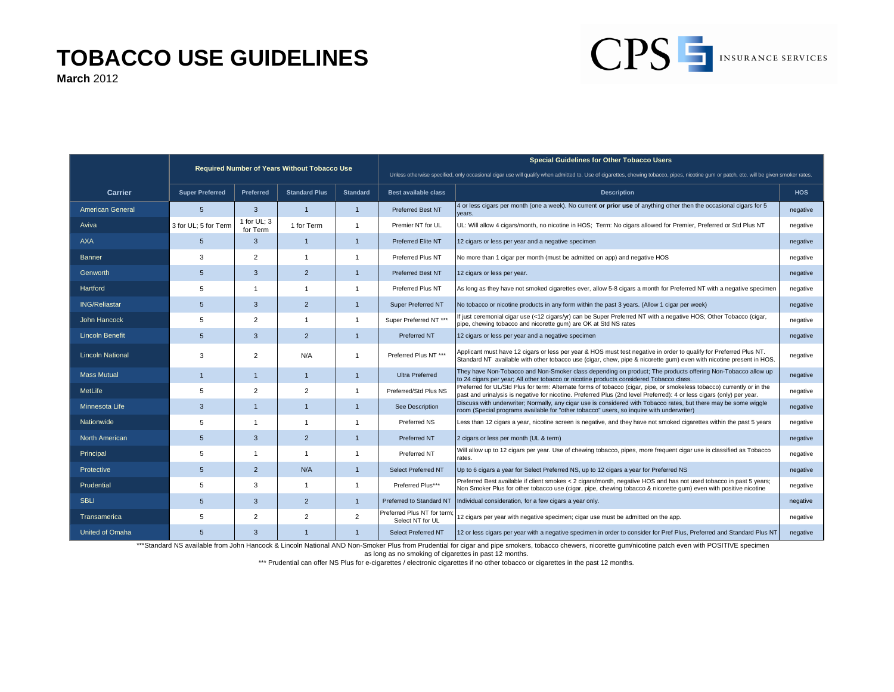# TOBACCO USE GUIDELINES

**March** 2012

CPS INSURANCE SERVICES

| Carrier | Required Number of Years Without Tobacco Use | | | | Special Guidelines for Other Tobacco Users<br>Unless otherwise specified, only occasional cigar use will qualify when admitted to. Use of cigarettes, chewing tobacco, pipes, nicotine gum or patch, etc. will be given smoker rates. | | |
|---|---|---|---|---|---|---|---|
| | Super Preferred | Preferred | Standard Plus | Standard | Best available class | Description | HOS |
| American General | 5 | 3 | 1 | 1 | Preferred Best NT | 4 or less cigars per month (one a week). No current **or prior use** of anything other then the occasional cigars for 5 years. | negative |
| Aviva | 3 for UL; 5 for Term | 1 for UL; 3 for Term | 1 for Term | 1 | Premier NT for UL | UL: Will allow 4 cigars/month, no nicotine in HOS; Term: No cigars allowed for Premier, Preferred or Std Plus NT | negative |
| AXA | 5 | 3 | 1 | 1 | Preferred Elite NT | 12 cigars or less per year and a negative specimen | negative |
| Banner | 3 | 2 | 1 | 1 | Preferred Plus NT | No more than 1 cigar per month (must be admitted on app) and negative HOS | negative |
| Genworth | 5 | 3 | 2 | 1 | Preferred Best NT | 12 cigars or less per year. | negative |
| Hartford | 5 | 1 | 1 | 1 | Preferred Plus NT | As long as they have not smoked cigarettes ever, allow 5-8 cigars a month for Preferred NT with a negative specimen | negative |
| ING/Reliastar | 5 | 3 | 2 | 1 | Super Preferred NT | No tobacco or nicotine products in any form within the past 3 years. (Allow 1 cigar per week) | negative |
| John Hancock | 5 | 2 | 1 | 1 | Super Preferred NT *** | If just ceremonial cigar use (<12 cigars/yr) can be Super Preferred NT with a negative HOS; Other Tobacco (cigar, pipe, chewing tobacco and nicorette gum) are OK at Std NS rates | negative |
| Lincoln Benefit | 5 | 3 | 2 | 1 | Preferred NT | 12 cigars or less per year and a negative specimen | negative |
| Lincoln National | 3 | 2 | N/A | 1 | Preferred Plus NT *** | Applicant must have 12 cigars or less per year & HOS must test negative in order to qualify for Preferred Plus NT. Standard NT available with other tobacco use (cigar, chew, pipe & nicorette gum) even with nicotine present in HOS. | negative |
| Mass Mutual | 1 | 1 | 1 | 1 | Ultra Preferred | They have Non-Tobacco and Non-Smoker class depending on product; The products offering Non-Tobacco allow up to 24 cigars per year; All other tobacco or nicotine products considered Tobacco class. | negative |
| MetLife | 5 | 2 | 2 | 1 | Preferred/Std Plus NS | Preferred for UL/Std Plus for term: Alternate forms of tobacco (cigar, pipe, or smokeless tobacco) currently or in the past and urinalysis is negative for nicotine. Preferred Plus (2nd level Preferred): 4 or less cigars (only) per year. | negative |
| Minnesota Life | 3 | 1 | 1 | 1 | See Description | Discuss with underwriter; Normally, any cigar use is considered with Tobacco rates, but there may be some wiggle room (Special programs available for "other tobacco" users, so inquire with underwriter) | negative |
| Nationwide | 5 | 1 | 1 | 1 | Preferred NS | Less than 12 cigars a year, nicotine screen is negative, and they have not smoked cigarettes within the past 5 years | negative |
| North American | 5 | 3 | 2 | 1 | Preferred NT | 2 cigars or less per month (UL & term) | negative |
| Principal | 5 | 1 | 1 | 1 | Preferred NT | Will allow up to 12 cigars per year. Use of chewing tobacco, pipes, more frequent cigar use is classified as Tobacco rates. | negative |
| Protective | 5 | 2 | N/A | 1 | Select Preferred NT | Up to 6 cigars a year for Select Preferred NS, up to 12 cigars a year for Preferred NS | negative |
| Prudential | 5 | 3 | 1 | 1 | Preferred Plus*** | Preferred Best available if client smokes < 2 cigars/month, negative HOS and has not used tobacco in past 5 years; Non Smoker Plus for other tobacco use (cigar, pipe, chewing tobacco & nicorette gum) even with positive nicotine | negative |
| SBLI | 5 | 3 | 2 | 1 | Preferred to Standard NT | Individual consideration, for a few cigars a year only. | negative |
| Transamerica | 5 | 2 | 2 | 2 | Preferred Plus NT for term; Select NT for UL | 12 cigars per year with negative specimen; cigar use must be admitted on the app. | negative |
| United of Omaha | 5 | 3 | 1 | 1 | Select Preferred NT | 12 or less cigars per year with a negative specimen in order to consider for Pref Plus, Preferred and Standard Plus NT | negative |

***Standard NS available from John Hancock & Lincoln National AND Non-Smoker Plus from Prudential for cigar and pipe smokers, tobacco chewers, nicorette gum/nicotine patch even with POSITIVE specimen as long as no smoking of cigarettes in past 12 months.

*** Prudential can offer NS Plus for e-cigarettes / electronic cigarettes if no other tobacco or cigarettes in the past 12 months.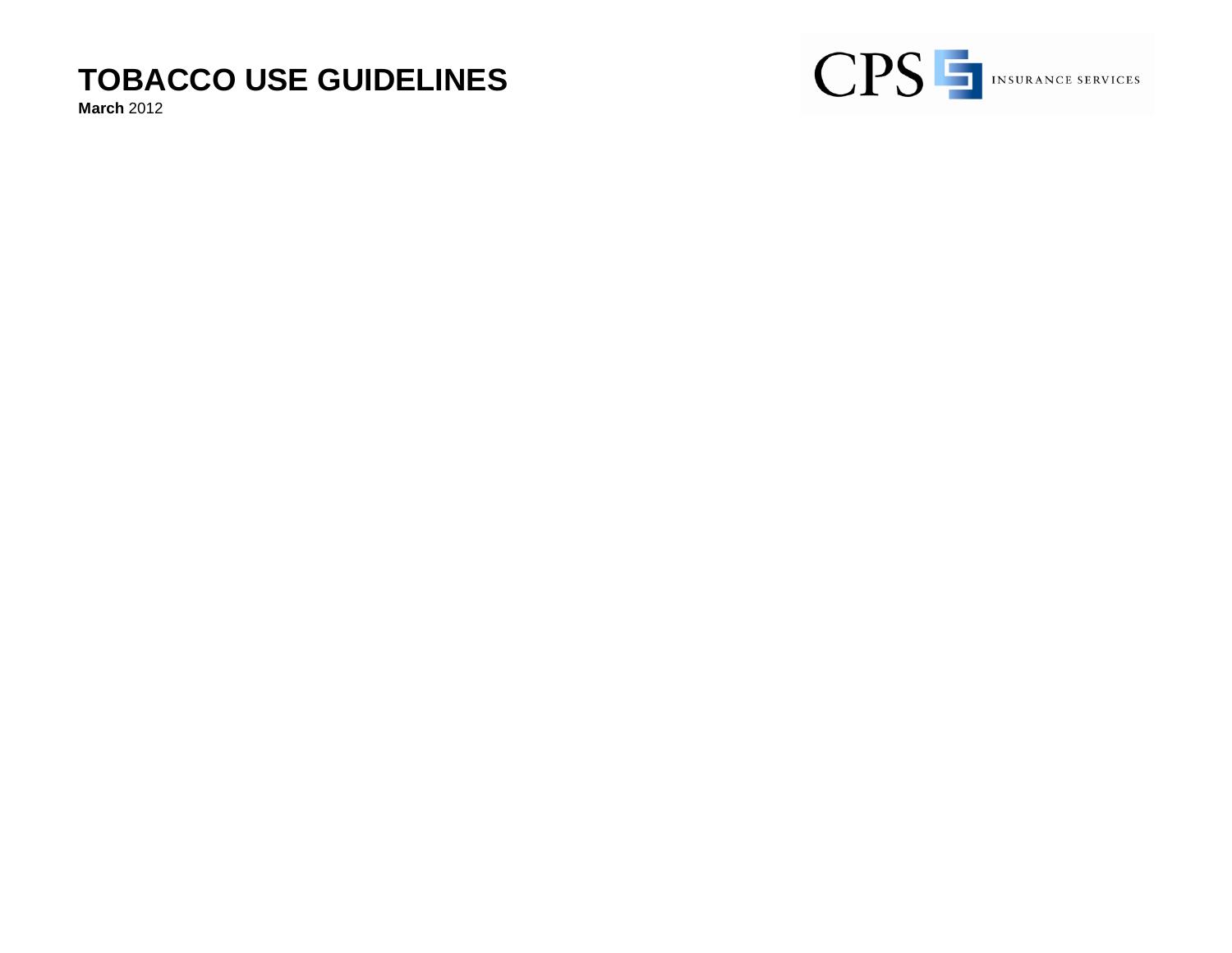# TOBACCO USE GUIDELINES

**March** 2012

CPS INSURANCE SERVICES